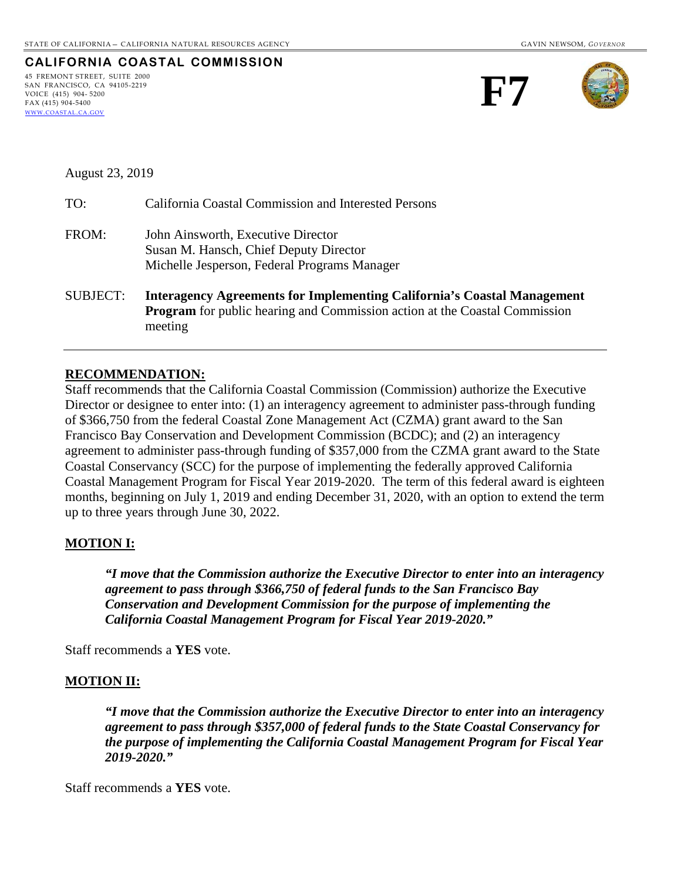STATE OF CALIFORNIA – CALIFORNIA NATURAL RESOURCES AGENCY GAVIN NEWSOM, *GOVERNOR*

**CALIFORNIA COASTAL COMMISSION**

45 FREMONT STREET, SUITE 2000
SAN FRANCISCO, CA 94105-2219
VOICE (415) 904- 5200
FAX (415) 904-5400
WWW.COASTAL.CA.GOV

# F7

August 23, 2019

TO: California Coastal Commission and Interested Persons

FROM: John Ainsworth, Executive Director
Susan M. Hansch, Chief Deputy Director
Michelle Jesperson, Federal Programs Manager

SUBJECT: **Interagency Agreements for Implementing California's Coastal Management Program** for public hearing and Commission action at the Coastal Commission meeting

---

## RECOMMENDATION:

Staff recommends that the California Coastal Commission (Commission) authorize the Executive Director or designee to enter into: (1) an interagency agreement to administer pass-through funding of $366,750 from the federal Coastal Zone Management Act (CZMA) grant award to the San Francisco Bay Conservation and Development Commission (BCDC); and (2) an interagency agreement to administer pass-through funding of $357,000 from the CZMA grant award to the State Coastal Conservancy (SCC) for the purpose of implementing the federally approved California Coastal Management Program for Fiscal Year 2019-2020. The term of this federal award is eighteen months, beginning on July 1, 2019 and ending December 31, 2020, with an option to extend the term up to three years through June 30, 2022.

## MOTION I:

> ***"I move that the Commission authorize the Executive Director to enter into an interagency agreement to pass through $366,750 of federal funds to the San Francisco Bay Conservation and Development Commission for the purpose of implementing the California Coastal Management Program for Fiscal Year 2019-2020."***

Staff recommends a **YES** vote.

## MOTION II:

> ***"I move that the Commission authorize the Executive Director to enter into an interagency agreement to pass through $357,000 of federal funds to the State Coastal Conservancy for the purpose of implementing the California Coastal Management Program for Fiscal Year 2019-2020."***

Staff recommends a **YES** vote.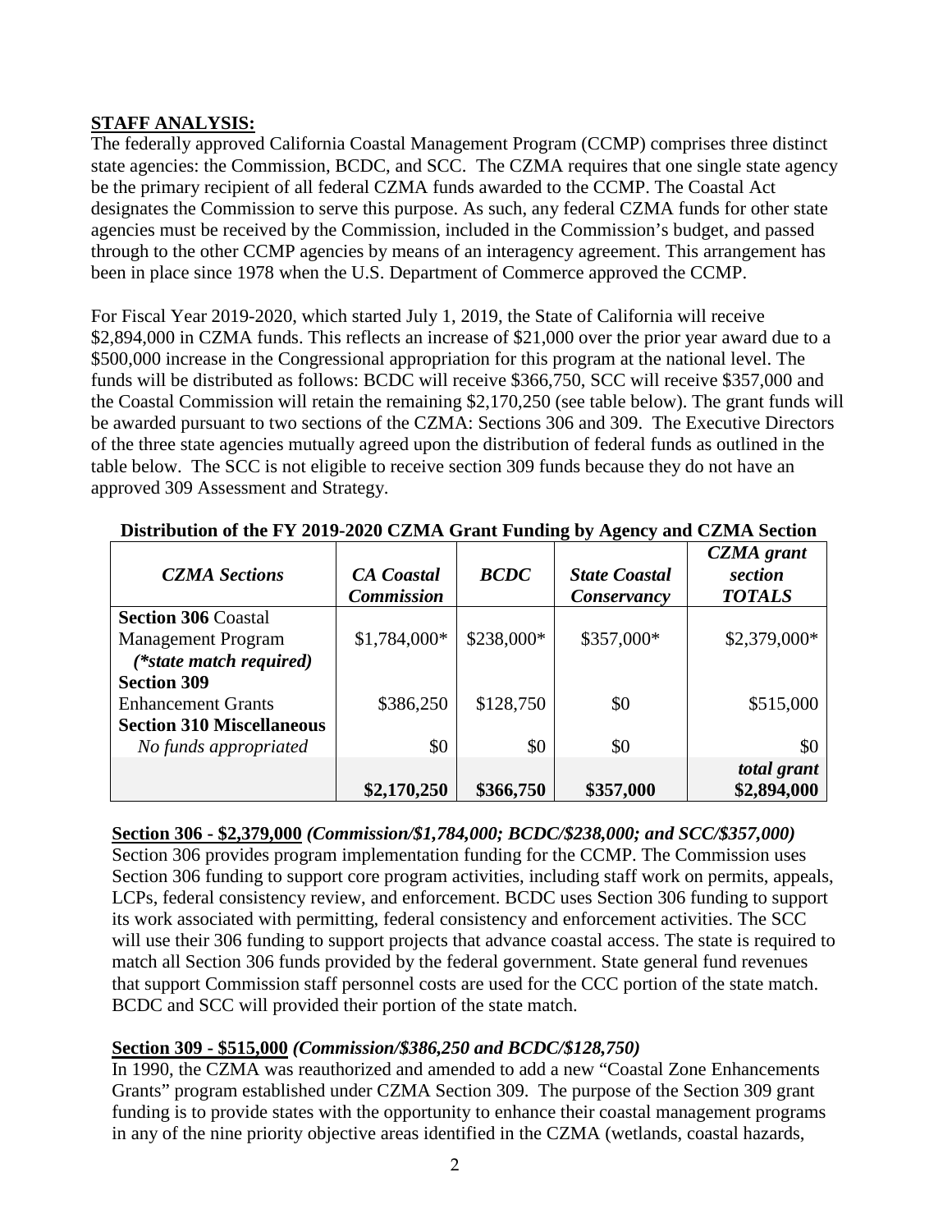**STAFF ANALYSIS:**

The federally approved California Coastal Management Program (CCMP) comprises three distinct state agencies: the Commission, BCDC, and SCC. The CZMA requires that one single state agency be the primary recipient of all federal CZMA funds awarded to the CCMP. The Coastal Act designates the Commission to serve this purpose. As such, any federal CZMA funds for other state agencies must be received by the Commission, included in the Commission's budget, and passed through to the other CCMP agencies by means of an interagency agreement. This arrangement has been in place since 1978 when the U.S. Department of Commerce approved the CCMP.

For Fiscal Year 2019-2020, which started July 1, 2019, the State of California will receive $2,894,000 in CZMA funds. This reflects an increase of $21,000 over the prior year award due to a $500,000 increase in the Congressional appropriation for this program at the national level. The funds will be distributed as follows: BCDC will receive $366,750, SCC will receive $357,000 and the Coastal Commission will retain the remaining $2,170,250 (see table below). The grant funds will be awarded pursuant to two sections of the CZMA: Sections 306 and 309. The Executive Directors of the three state agencies mutually agreed upon the distribution of federal funds as outlined in the table below. The SCC is not eligible to receive section 309 funds because they do not have an approved 309 Assessment and Strategy.

**Distribution of the FY 2019-2020 CZMA Grant Funding by Agency and CZMA Section**

| *CZMA Sections* | *CA Coastal Commission* | *BCDC* | *State Coastal Conservancy* | *CZMA grant section TOTALS* |
|---|---|---|---|---|
| **Section 306** Coastal Management Program *(*state match required)* | $1,784,000* | $238,000* | $357,000* | $2,379,000* |
| **Section 309** Enhancement Grants | $386,250 | $128,750 | $0 | $515,000 |
| **Section 310 Miscellaneous** *No funds appropriated* | $0 | $0 | $0 | $0 |
| | **$2,170,250** | **$366,750** | **$357,000** | ***total grant*** **$2,894,000** |

**Section 306 - $2,379,000** ***(Commission/$1,784,000; BCDC/$238,000; and SCC/$357,000)***

Section 306 provides program implementation funding for the CCMP. The Commission uses Section 306 funding to support core program activities, including staff work on permits, appeals, LCPs, federal consistency review, and enforcement. BCDC uses Section 306 funding to support its work associated with permitting, federal consistency and enforcement activities. The SCC will use their 306 funding to support projects that advance coastal access. The state is required to match all Section 306 funds provided by the federal government. State general fund revenues that support Commission staff personnel costs are used for the CCC portion of the state match. BCDC and SCC will provided their portion of the state match.

**Section 309 - $515,000** ***(Commission/$386,250 and BCDC/$128,750)***

In 1990, the CZMA was reauthorized and amended to add a new "Coastal Zone Enhancements Grants" program established under CZMA Section 309. The purpose of the Section 309 grant funding is to provide states with the opportunity to enhance their coastal management programs in any of the nine priority objective areas identified in the CZMA (wetlands, coastal hazards,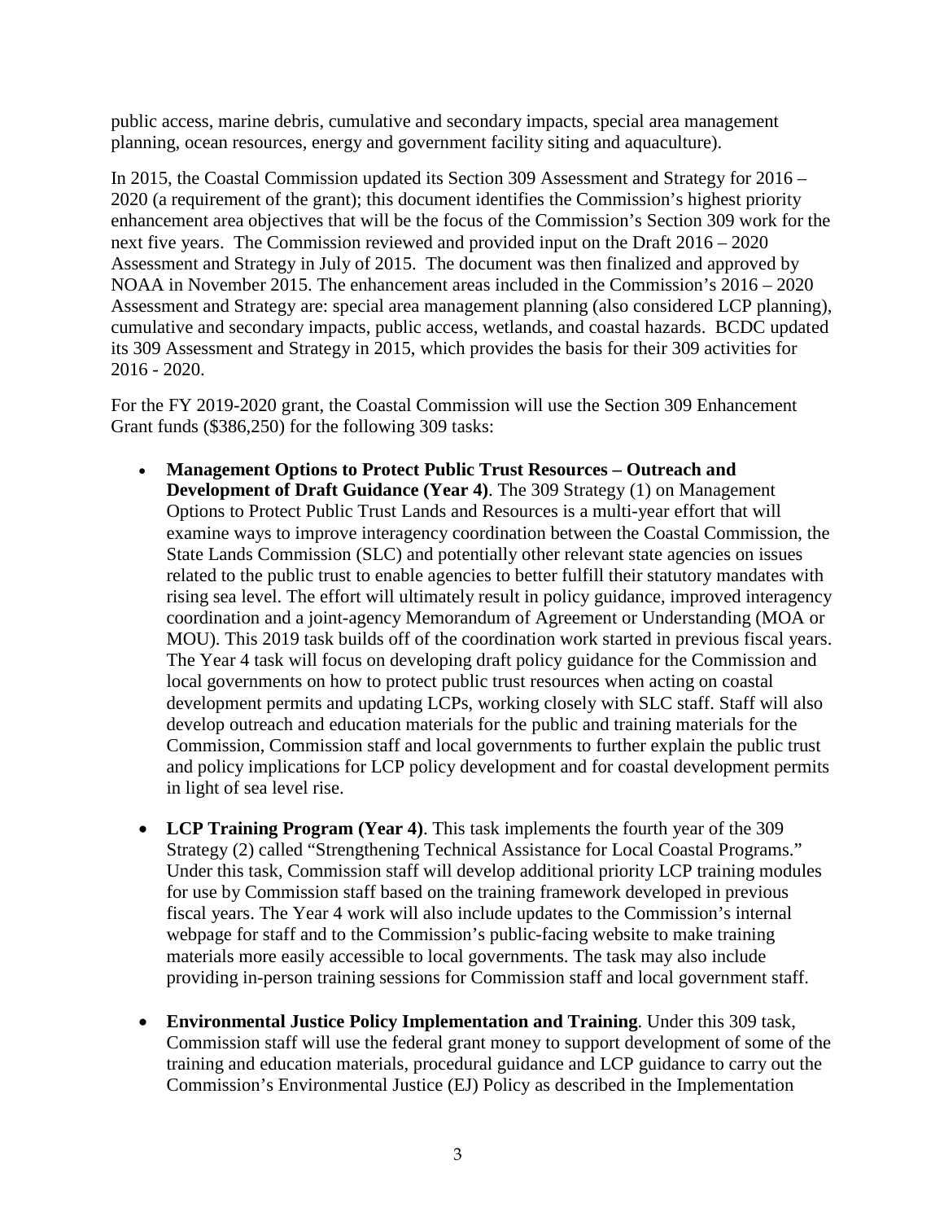public access, marine debris, cumulative and secondary impacts, special area management planning, ocean resources, energy and government facility siting and aquaculture).

In 2015, the Coastal Commission updated its Section 309 Assessment and Strategy for 2016 – 2020 (a requirement of the grant); this document identifies the Commission's highest priority enhancement area objectives that will be the focus of the Commission's Section 309 work for the next five years. The Commission reviewed and provided input on the Draft 2016 – 2020 Assessment and Strategy in July of 2015. The document was then finalized and approved by NOAA in November 2015. The enhancement areas included in the Commission's 2016 – 2020 Assessment and Strategy are: special area management planning (also considered LCP planning), cumulative and secondary impacts, public access, wetlands, and coastal hazards. BCDC updated its 309 Assessment and Strategy in 2015, which provides the basis for their 309 activities for 2016 - 2020.

For the FY 2019-2020 grant, the Coastal Commission will use the Section 309 Enhancement Grant funds ($386,250) for the following 309 tasks:

- **Management Options to Protect Public Trust Resources – Outreach and Development of Draft Guidance (Year 4)**. The 309 Strategy (1) on Management Options to Protect Public Trust Lands and Resources is a multi-year effort that will examine ways to improve interagency coordination between the Coastal Commission, the State Lands Commission (SLC) and potentially other relevant state agencies on issues related to the public trust to enable agencies to better fulfill their statutory mandates with rising sea level. The effort will ultimately result in policy guidance, improved interagency coordination and a joint-agency Memorandum of Agreement or Understanding (MOA or MOU). This 2019 task builds off of the coordination work started in previous fiscal years. The Year 4 task will focus on developing draft policy guidance for the Commission and local governments on how to protect public trust resources when acting on coastal development permits and updating LCPs, working closely with SLC staff. Staff will also develop outreach and education materials for the public and training materials for the Commission, Commission staff and local governments to further explain the public trust and policy implications for LCP policy development and for coastal development permits in light of sea level rise.

- **LCP Training Program (Year 4)**. This task implements the fourth year of the 309 Strategy (2) called "Strengthening Technical Assistance for Local Coastal Programs." Under this task, Commission staff will develop additional priority LCP training modules for use by Commission staff based on the training framework developed in previous fiscal years. The Year 4 work will also include updates to the Commission's internal webpage for staff and to the Commission's public-facing website to make training materials more easily accessible to local governments. The task may also include providing in-person training sessions for Commission staff and local government staff.

- **Environmental Justice Policy Implementation and Training**. Under this 309 task, Commission staff will use the federal grant money to support development of some of the training and education materials, procedural guidance and LCP guidance to carry out the Commission's Environmental Justice (EJ) Policy as described in the Implementation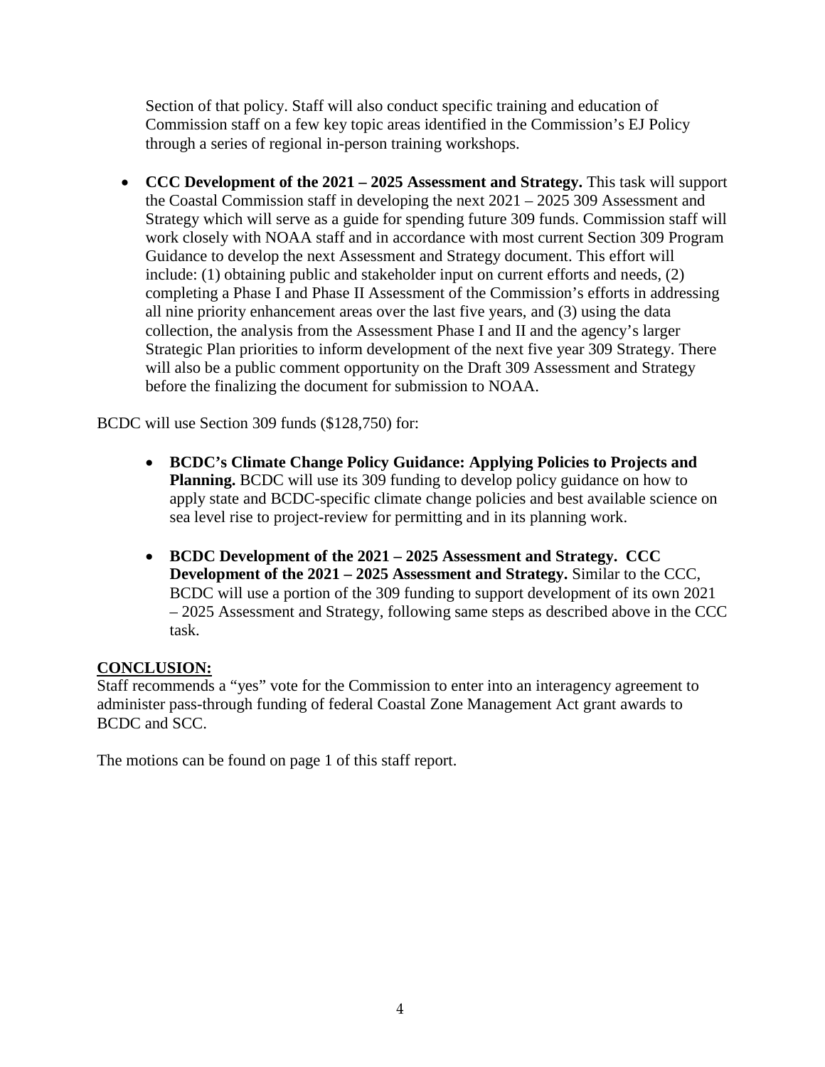Section of that policy. Staff will also conduct specific training and education of Commission staff on a few key topic areas identified in the Commission's EJ Policy through a series of regional in-person training workshops.

- **CCC Development of the 2021 – 2025 Assessment and Strategy.** This task will support the Coastal Commission staff in developing the next 2021 – 2025 309 Assessment and Strategy which will serve as a guide for spending future 309 funds. Commission staff will work closely with NOAA staff and in accordance with most current Section 309 Program Guidance to develop the next Assessment and Strategy document. This effort will include: (1) obtaining public and stakeholder input on current efforts and needs, (2) completing a Phase I and Phase II Assessment of the Commission's efforts in addressing all nine priority enhancement areas over the last five years, and (3) using the data collection, the analysis from the Assessment Phase I and II and the agency's larger Strategic Plan priorities to inform development of the next five year 309 Strategy. There will also be a public comment opportunity on the Draft 309 Assessment and Strategy before the finalizing the document for submission to NOAA.

BCDC will use Section 309 funds ($128,750) for:

- **BCDC's Climate Change Policy Guidance: Applying Policies to Projects and Planning.** BCDC will use its 309 funding to develop policy guidance on how to apply state and BCDC-specific climate change policies and best available science on sea level rise to project-review for permitting and in its planning work.

- **BCDC Development of the 2021 – 2025 Assessment and Strategy. CCC Development of the 2021 – 2025 Assessment and Strategy.** Similar to the CCC, BCDC will use a portion of the 309 funding to support development of its own 2021 – 2025 Assessment and Strategy, following same steps as described above in the CCC task.

**CONCLUSION:**

Staff recommends a "yes" vote for the Commission to enter into an interagency agreement to administer pass-through funding of federal Coastal Zone Management Act grant awards to BCDC and SCC.

The motions can be found on page 1 of this staff report.